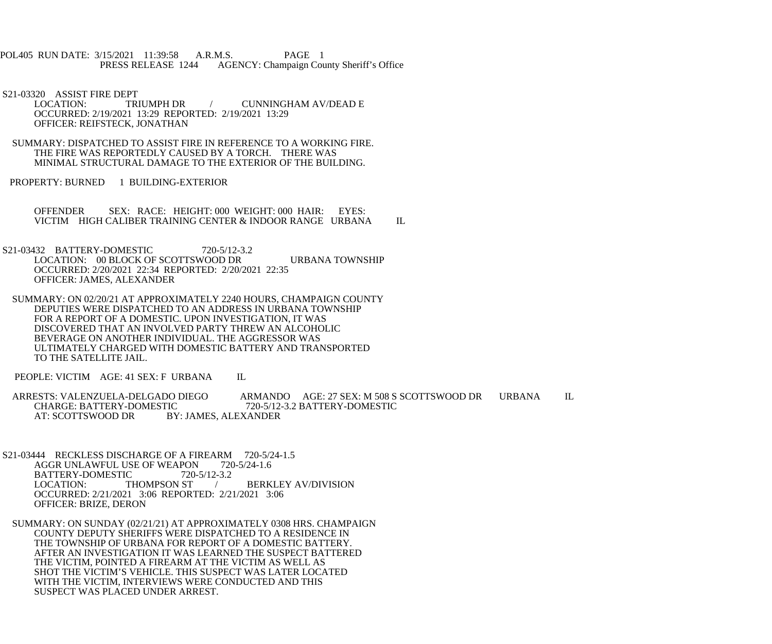POL405 RUN DATE: 3/15/2021 11:39:58 A.R.M.S. PAGE 1
PRESS RELEASE 1244 AGENCY: Champaign County Sheriff's Office

S21-03320 ASSIST FIRE DEPT
LOCATION: TRIUMPH DR / CUNNINGHAM AV/DEAD E
OCCURRED: 2/19/2021 13:29 REPORTED: 2/19/2021 13:29
OFFICER: REIFSTECK, JONATHAN

SUMMARY: DISPATCHED TO ASSIST FIRE IN REFERENCE TO A WORKING FIRE. THE FIRE WAS REPORTEDLY CAUSED BY A TORCH. THERE WAS MINIMAL STRUCTURAL DAMAGE TO THE EXTERIOR OF THE BUILDING.

PROPERTY: BURNED 1 BUILDING-EXTERIOR

OFFENDER SEX: RACE: HEIGHT: 000 WEIGHT: 000 HAIR: EYES:
VICTIM HIGH CALIBER TRAINING CENTER & INDOOR RANGE URBANA IL

S21-03432 BATTERY-DOMESTIC 720-5/12-3.2
LOCATION: 00 BLOCK OF SCOTTSWOOD DR URBANA TOWNSHIP
OCCURRED: 2/20/2021 22:34 REPORTED: 2/20/2021 22:35
OFFICER: JAMES, ALEXANDER

SUMMARY: ON 02/20/21 AT APPROXIMATELY 2240 HOURS, CHAMPAIGN COUNTY DEPUTIES WERE DISPATCHED TO AN ADDRESS IN URBANA TOWNSHIP FOR A REPORT OF A DOMESTIC. UPON INVESTIGATION, IT WAS DISCOVERED THAT AN INVOLVED PARTY THREW AN ALCOHOLIC BEVERAGE ON ANOTHER INDIVIDUAL. THE AGGRESSOR WAS ULTIMATELY CHARGED WITH DOMESTIC BATTERY AND TRANSPORTED TO THE SATELLITE JAIL.

PEOPLE: VICTIM AGE: 41 SEX: F URBANA IL

ARRESTS: VALENZUELA-DELGADO DIEGO ARMANDO AGE: 27 SEX: M 508 S SCOTTSWOOD DR URBANA IL
CHARGE: BATTERY-DOMESTIC 720-5/12-3.2 BATTERY-DOMESTIC
AT: SCOTTSWOOD DR BY: JAMES, ALEXANDER

S21-03444 RECKLESS DISCHARGE OF A FIREARM 720-5/24-1.5
AGGR UNLAWFUL USE OF WEAPON 720-5/24-1.6
BATTERY-DOMESTIC 720-5/12-3.2
LOCATION: THOMPSON ST / BERKLEY AV/DIVISION
OCCURRED: 2/21/2021 3:06 REPORTED: 2/21/2021 3:06
OFFICER: BRIZE, DERON

SUMMARY: ON SUNDAY (02/21/21) AT APPROXIMATELY 0308 HRS. CHAMPAIGN COUNTY DEPUTY SHERIFFS WERE DISPATCHED TO A RESIDENCE IN THE TOWNSHIP OF URBANA FOR REPORT OF A DOMESTIC BATTERY. AFTER AN INVESTIGATION IT WAS LEARNED THE SUSPECT BATTERED THE VICTIM, POINTED A FIREARM AT THE VICTIM AS WELL AS SHOT THE VICTIM'S VEHICLE. THIS SUSPECT WAS LATER LOCATED WITH THE VICTIM, INTERVIEWS WERE CONDUCTED AND THIS SUSPECT WAS PLACED UNDER ARREST.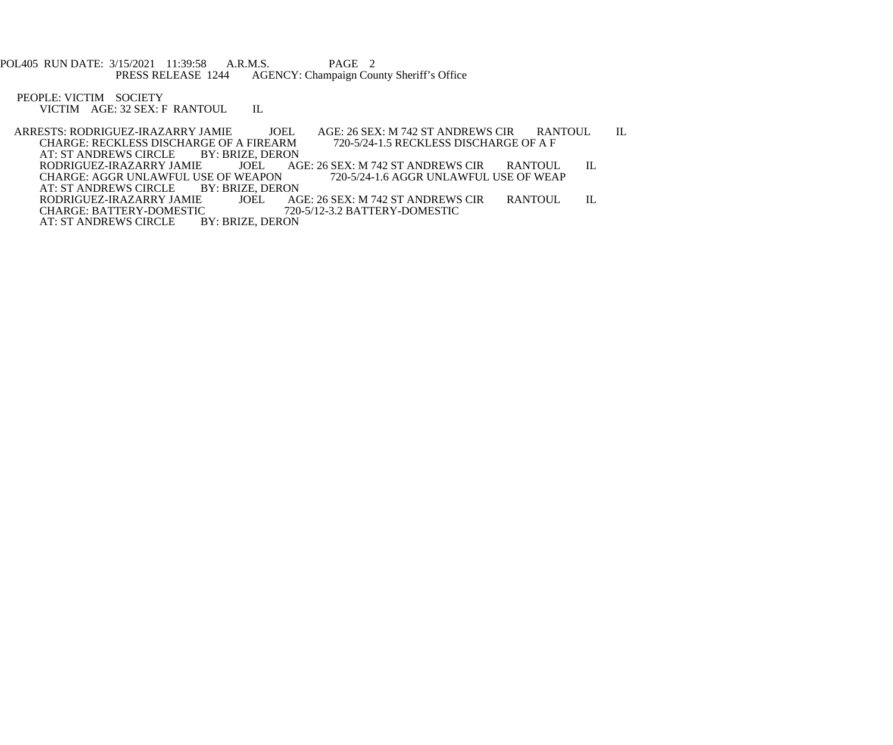POL405 RUN DATE: 3/15/2021 11:39:58 A.R.M.S. PAGE 2
PRESS RELEASE 1244 AGENCY: Champaign County Sheriff's Office

PEOPLE: VICTIM SOCIETY
VICTIM AGE: 32 SEX: F RANTOUL IL

ARRESTS: RODRIGUEZ-IRAZARRY JAMIE JOEL AGE: 26 SEX: M 742 ST ANDREWS CIR RANTOUL IL
CHARGE: RECKLESS DISCHARGE OF A FIREARM 720-5/24-1.5 RECKLESS DISCHARGE OF A F
AT: ST ANDREWS CIRCLE BY: BRIZE, DERON
RODRIGUEZ-IRAZARRY JAMIE JOEL AGE: 26 SEX: M 742 ST ANDREWS CIR RANTOUL IL
CHARGE: AGGR UNLAWFUL USE OF WEAPON 720-5/24-1.6 AGGR UNLAWFUL USE OF WEAP
AT: ST ANDREWS CIRCLE BY: BRIZE, DERON
RODRIGUEZ-IRAZARRY JAMIE JOEL AGE: 26 SEX: M 742 ST ANDREWS CIR RANTOUL IL
CHARGE: BATTERY-DOMESTIC 720-5/12-3.2 BATTERY-DOMESTIC
AT: ST ANDREWS CIRCLE BY: BRIZE, DERON